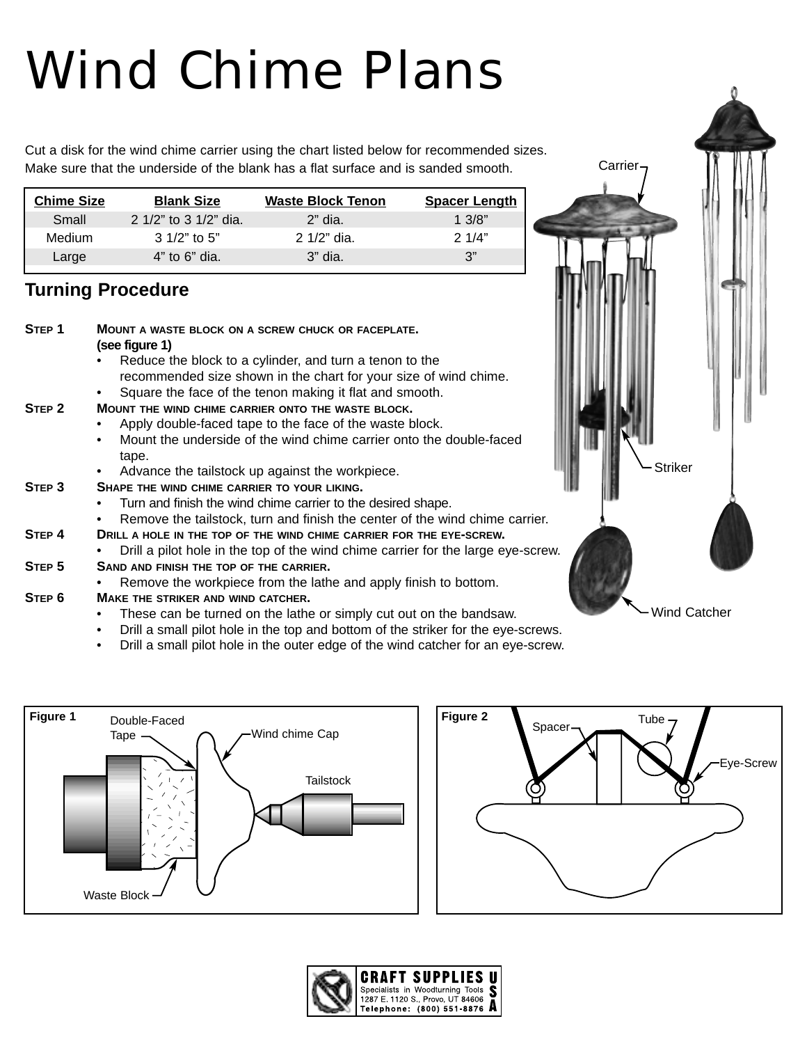# Wind Chime Plans

Cut a disk for the wind chime carrier using the chart listed below for recommended sizes. Make sure that the underside of the blank has a flat surface and is sanded smooth.

| Chime Size | Blank Size | Waste Block Tenon | Spacer Length |
|---|---|---|---|
| Small | 2 1/2" to 3 1/2" dia. | 2" dia. | 1 3/8" |
| Medium | 3 1/2" to 5" | 2 1/2" dia. | 2 1/4" |
| Large | 4" to 6" dia. | 3" dia. | 3" |

## Turning Procedure

**STEP 1** **MOUNT A WASTE BLOCK ON A SCREW CHUCK OR FACEPLATE. (see figure 1)**

- Reduce the block to a cylinder, and turn a tenon to the recommended size shown in the chart for your size of wind chime.
- Square the face of the tenon making it flat and smooth.

**STEP 2** **MOUNT THE WIND CHIME CARRIER ONTO THE WASTE BLOCK.**

- Apply double-faced tape to the face of the waste block.
- Mount the underside of the wind chime carrier onto the double-faced tape.
- Advance the tailstock up against the workpiece.

**STEP 3** **SHAPE THE WIND CHIME CARRIER TO YOUR LIKING.**

- Turn and finish the wind chime carrier to the desired shape.
- Remove the tailstock, turn and finish the center of the wind chime carrier.

**STEP 4** **DRILL A HOLE IN THE TOP OF THE WIND CHIME CARRIER FOR THE EYE-SCREW.**

- Drill a pilot hole in the top of the wind chime carrier for the large eye-screw.

**STEP 5** **SAND AND FINISH THE TOP OF THE CARRIER.**

- Remove the workpiece from the lathe and apply finish to bottom.

**STEP 6** **MAKE THE STRIKER AND WIND CATCHER.**

- These can be turned on the lathe or simply cut out on the bandsaw.
- Drill a small pilot hole in the top and bottom of the striker for the eye-screws.
- Drill a small pilot hole in the outer edge of the wind catcher for an eye-screw.

Carrier, Striker, Wind Catcher

**Figure 1** — Double-Faced Tape, Wind chime Cap, Tailstock, Waste Block

**Figure 2** — Spacer, Tube, Eye-Screw

CRAFT SUPPLIES USA
Specialists in Woodturning Tools
1287 E. 1120 S., Provo, UT 84606
Telephone: (800) 551-8876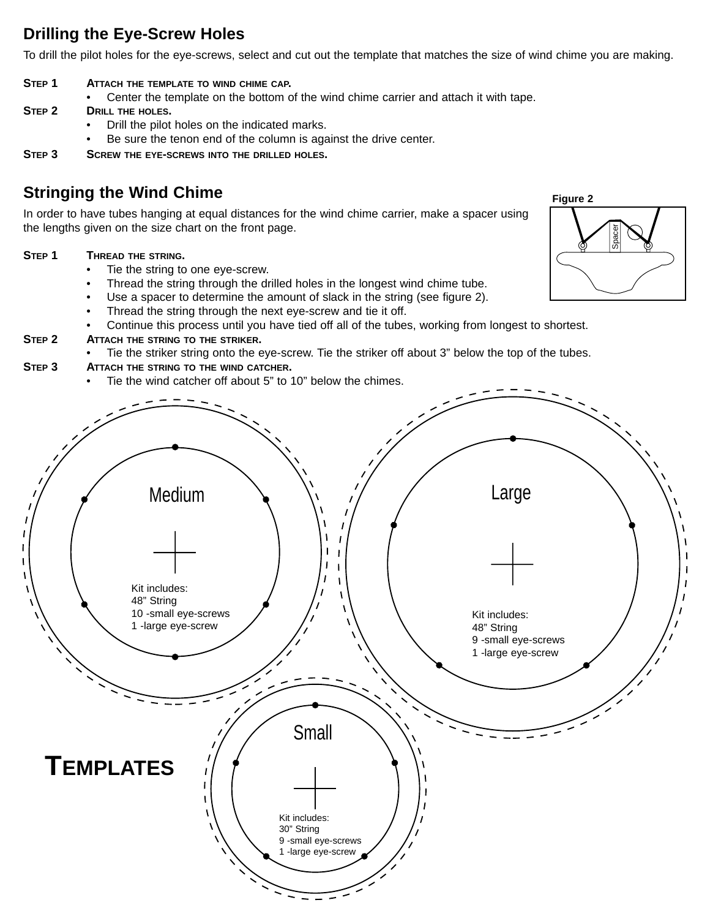## Drilling the Eye-Screw Holes

To drill the pilot holes for the eye-screws, select and cut out the template that matches the size of wind chime you are making.

**Step 1** **Attach the template to wind chime cap.**

- Center the template on the bottom of the wind chime carrier and attach it with tape.

**Step 2** **Drill the holes.**

- Drill the pilot holes on the indicated marks.
- Be sure the tenon end of the column is against the drive center.

**Step 3** **Screw the eye-screws into the drilled holes.**

## Stringing the Wind Chime

In order to have tubes hanging at equal distances for the wind chime carrier, make a spacer using the lengths given on the size chart on the front page.

**Step 1** **Thread the string.**

- Tie the string to one eye-screw.
- Thread the string through the drilled holes in the longest wind chime tube.
- Use a spacer to determine the amount of slack in the string (see figure 2).
- Thread the string through the next eye-screw and tie it off.
- Continue this process until you have tied off all of the tubes, working from longest to shortest.

**Step 2** **Attach the string to the striker.**

- Tie the striker string onto the eye-screw. Tie the striker off about 3" below the top of the tubes.

**Step 3** **Attach the string to the wind catcher.**

- Tie the wind catcher off about 5" to 10" below the chimes.

**Figure 2**

Spacer

# Templates

Medium

Kit includes:
48" String
10 -small eye-screws
1 -large eye-screw

Large

Kit includes:
48" String
9 -small eye-screws
1 -large eye-screw

Small

Kit includes:
30" String
9 -small eye-screws
1 -large eye-screw